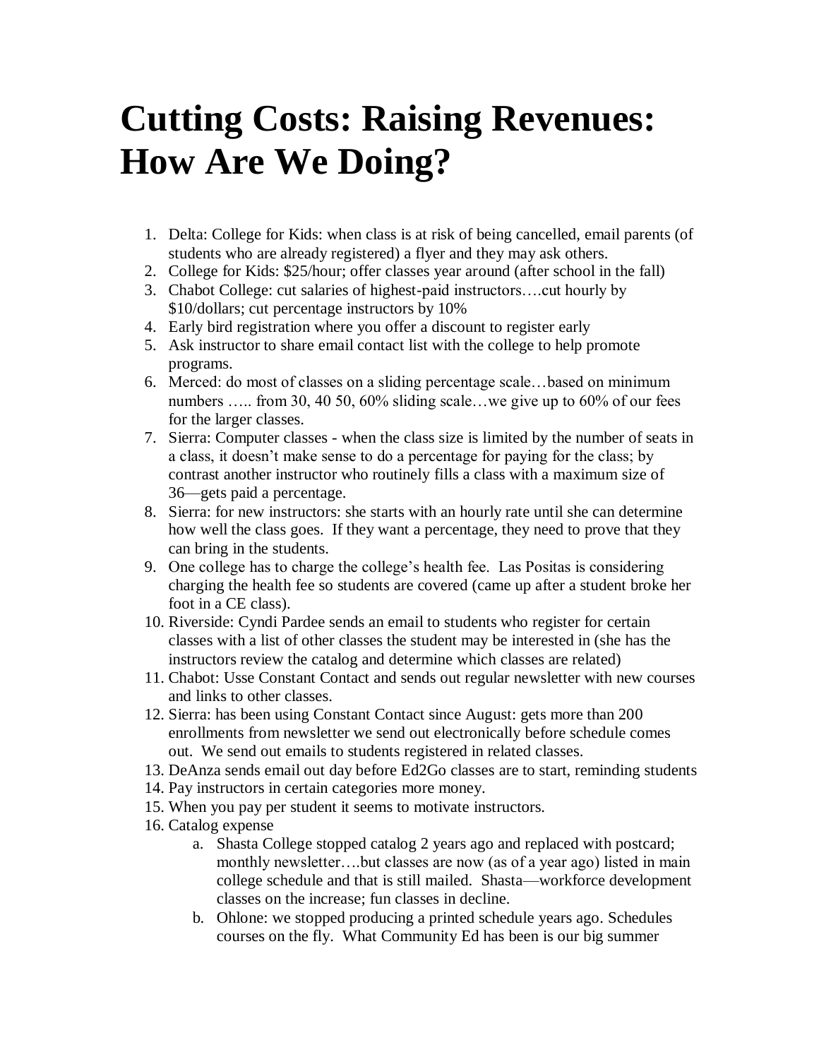# Cutting Costs: Raising Revenues: How Are We Doing?

1. Delta: College for Kids: when class is at risk of being cancelled, email parents (of students who are already registered) a flyer and they may ask others.
2. College for Kids: $25/hour; offer classes year around (after school in the fall)
3. Chabot College: cut salaries of highest-paid instructors….cut hourly by $10/dollars; cut percentage instructors by 10%
4. Early bird registration where you offer a discount to register early
5. Ask instructor to share email contact list with the college to help promote programs.
6. Merced: do most of classes on a sliding percentage scale…based on minimum numbers ….. from 30, 40 50, 60% sliding scale…we give up to 60% of our fees for the larger classes.
7. Sierra: Computer classes - when the class size is limited by the number of seats in a class, it doesn't make sense to do a percentage for paying for the class; by contrast another instructor who routinely fills a class with a maximum size of 36—gets paid a percentage.
8. Sierra: for new instructors: she starts with an hourly rate until she can determine how well the class goes. If they want a percentage, they need to prove that they can bring in the students.
9. One college has to charge the college's health fee. Las Positas is considering charging the health fee so students are covered (came up after a student broke her foot in a CE class).
10. Riverside: Cyndi Pardee sends an email to students who register for certain classes with a list of other classes the student may be interested in (she has the instructors review the catalog and determine which classes are related)
11. Chabot: Usse Constant Contact and sends out regular newsletter with new courses and links to other classes.
12. Sierra: has been using Constant Contact since August: gets more than 200 enrollments from newsletter we send out electronically before schedule comes out. We send out emails to students registered in related classes.
13. DeAnza sends email out day before Ed2Go classes are to start, reminding students
14. Pay instructors in certain categories more money.
15. When you pay per student it seems to motivate instructors.
16. Catalog expense
    a. Shasta College stopped catalog 2 years ago and replaced with postcard; monthly newsletter….but classes are now (as of a year ago) listed in main college schedule and that is still mailed. Shasta—workforce development classes on the increase; fun classes in decline.
    b. Ohlone: we stopped producing a printed schedule years ago. Schedules courses on the fly. What Community Ed has been is our big summer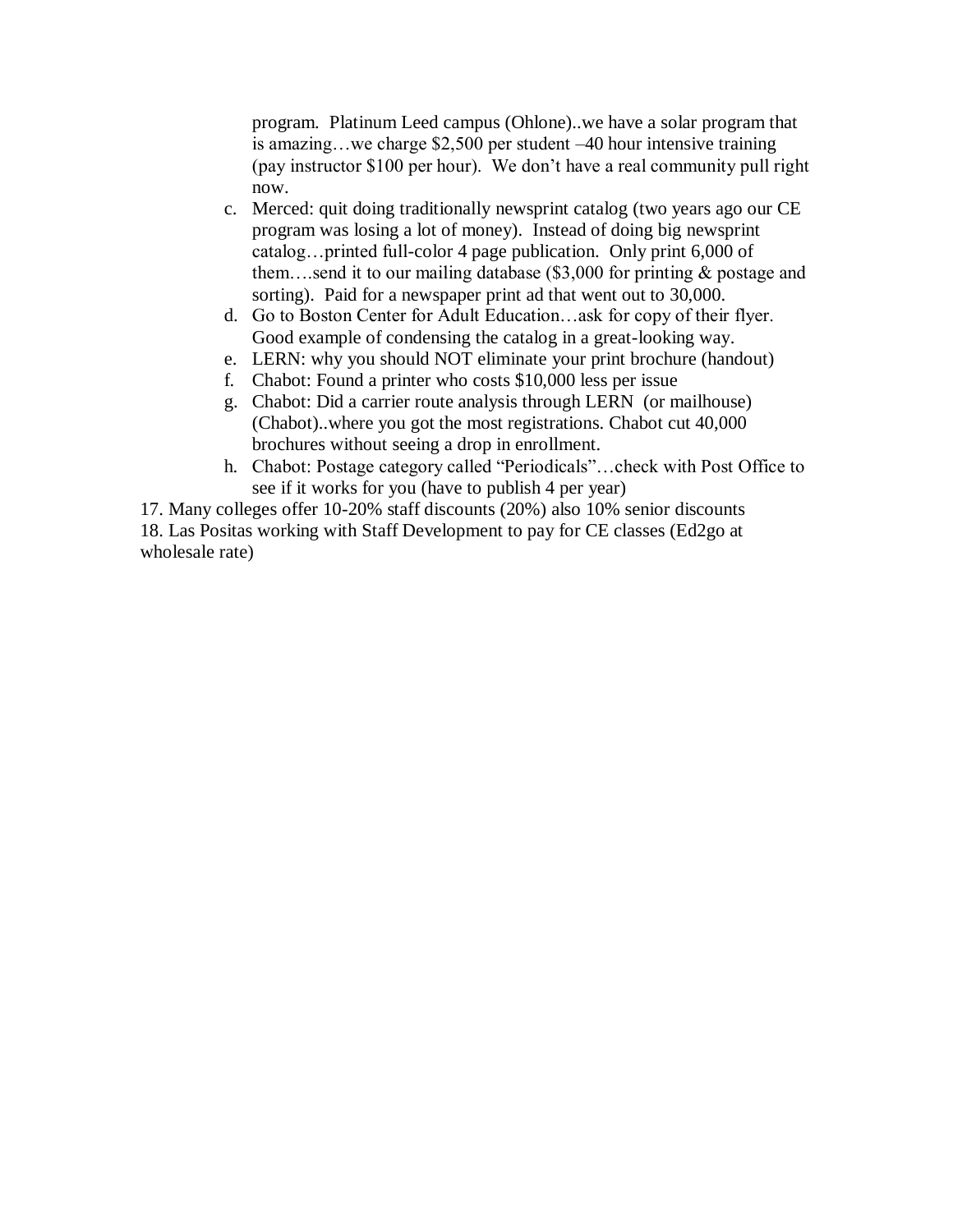program. Platinum Leed campus (Ohlone)..we have a solar program that is amazing…we charge $2,500 per student –40 hour intensive training (pay instructor $100 per hour). We don't have a real community pull right now.

c. Merced: quit doing traditionally newsprint catalog (two years ago our CE program was losing a lot of money). Instead of doing big newsprint catalog…printed full-color 4 page publication. Only print 6,000 of them….send it to our mailing database ($3,000 for printing & postage and sorting). Paid for a newspaper print ad that went out to 30,000.
d. Go to Boston Center for Adult Education…ask for copy of their flyer. Good example of condensing the catalog in a great-looking way.
e. LERN: why you should NOT eliminate your print brochure (handout)
f. Chabot: Found a printer who costs $10,000 less per issue
g. Chabot: Did a carrier route analysis through LERN (or mailhouse) (Chabot)..where you got the most registrations. Chabot cut 40,000 brochures without seeing a drop in enrollment.
h. Chabot: Postage category called "Periodicals"…check with Post Office to see if it works for you (have to publish 4 per year)

17. Many colleges offer 10-20% staff discounts (20%) also 10% senior discounts
18. Las Positas working with Staff Development to pay for CE classes (Ed2go at wholesale rate)